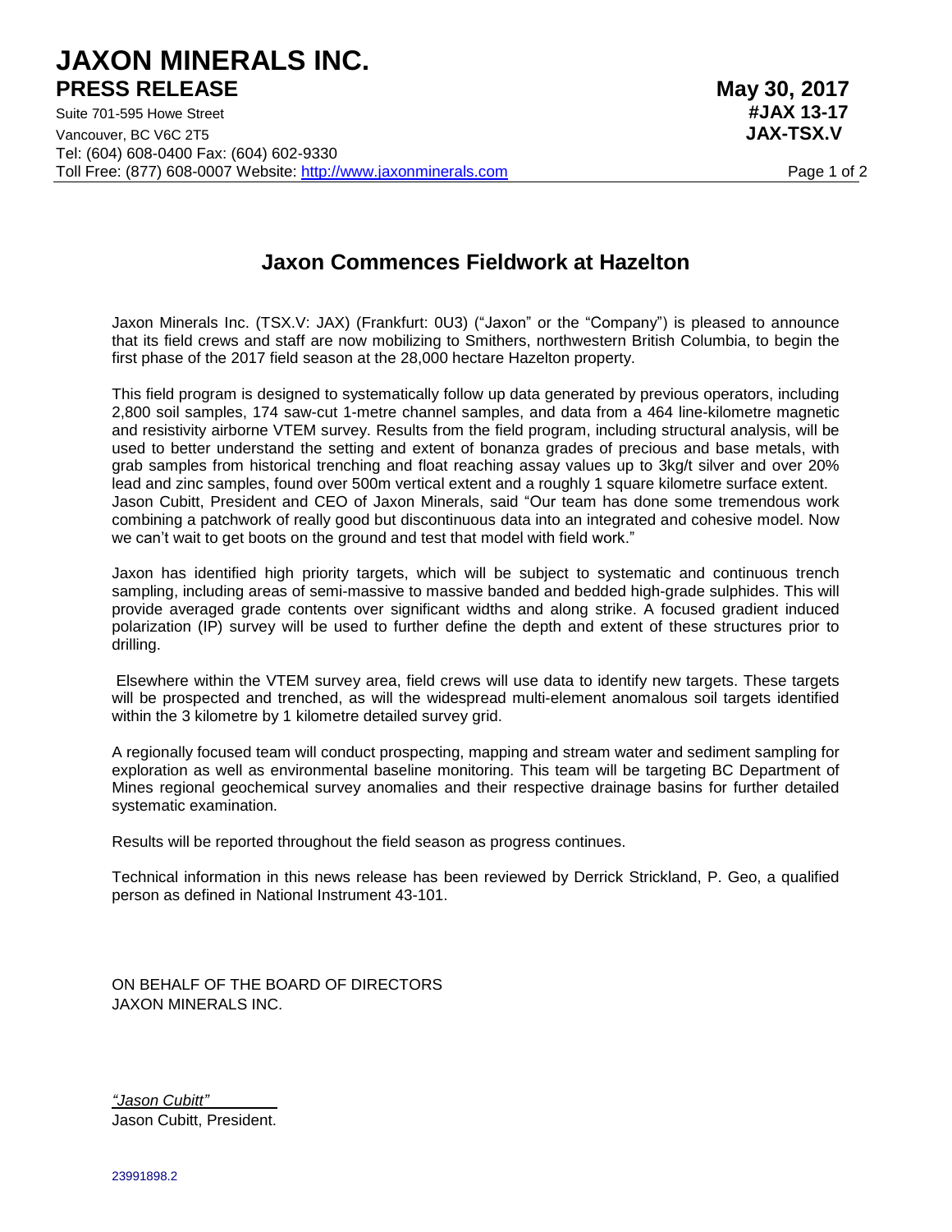# JAXON MINERALS INC.

## PRESS RELEASE

**May 30, 2017**
**#JAX 13-17**
**JAX-TSX.V**

Suite 701-595 Howe Street
Vancouver, BC V6C 2T5
Tel: (604) 608-0400 Fax: (604) 602-9330
Toll Free: (877) 608-0007 Website: http://www.jaxonminerals.com

## Jaxon Commences Fieldwork at Hazelton

Jaxon Minerals Inc. (TSX.V: JAX) (Frankfurt: 0U3) ("Jaxon" or the "Company") is pleased to announce that its field crews and staff are now mobilizing to Smithers, northwestern British Columbia, to begin the first phase of the 2017 field season at the 28,000 hectare Hazelton property.

This field program is designed to systematically follow up data generated by previous operators, including 2,800 soil samples, 174 saw-cut 1-metre channel samples, and data from a 464 line-kilometre magnetic and resistivity airborne VTEM survey. Results from the field program, including structural analysis, will be used to better understand the setting and extent of bonanza grades of precious and base metals, with grab samples from historical trenching and float reaching assay values up to 3kg/t silver and over 20% lead and zinc samples, found over 500m vertical extent and a roughly 1 square kilometre surface extent. Jason Cubitt, President and CEO of Jaxon Minerals, said "Our team has done some tremendous work combining a patchwork of really good but discontinuous data into an integrated and cohesive model. Now we can't wait to get boots on the ground and test that model with field work."

Jaxon has identified high priority targets, which will be subject to systematic and continuous trench sampling, including areas of semi-massive to massive banded and bedded high-grade sulphides. This will provide averaged grade contents over significant widths and along strike. A focused gradient induced polarization (IP) survey will be used to further define the depth and extent of these structures prior to drilling.

Elsewhere within the VTEM survey area, field crews will use data to identify new targets. These targets will be prospected and trenched, as will the widespread multi-element anomalous soil targets identified within the 3 kilometre by 1 kilometre detailed survey grid.

A regionally focused team will conduct prospecting, mapping and stream water and sediment sampling for exploration as well as environmental baseline monitoring. This team will be targeting BC Department of Mines regional geochemical survey anomalies and their respective drainage basins for further detailed systematic examination.

Results will be reported throughout the field season as progress continues.

Technical information in this news release has been reviewed by Derrick Strickland, P. Geo, a qualified person as defined in National Instrument 43-101.

ON BEHALF OF THE BOARD OF DIRECTORS
JAXON MINERALS INC.

*"Jason Cubitt"*
Jason Cubitt, President.

23991898.2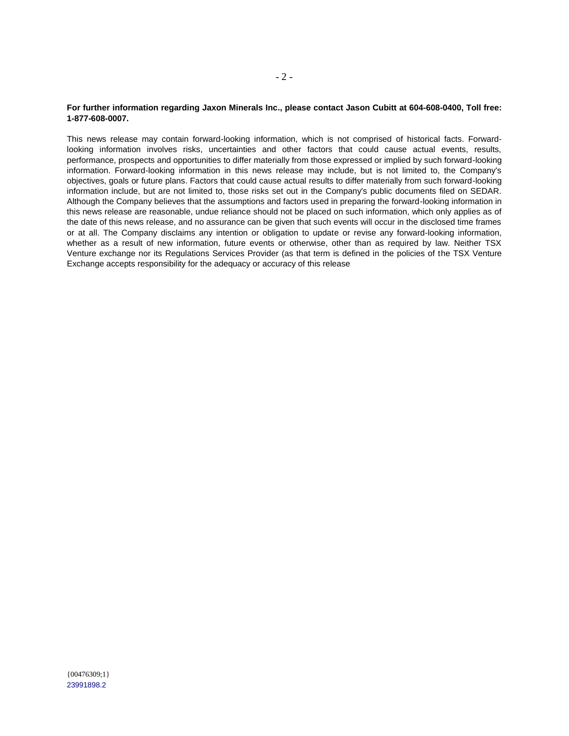**For further information regarding Jaxon Minerals Inc., please contact Jason Cubitt at 604-608-0400, Toll free: 1-877-608-0007.**

This news release may contain forward-looking information, which is not comprised of historical facts. Forward-looking information involves risks, uncertainties and other factors that could cause actual events, results, performance, prospects and opportunities to differ materially from those expressed or implied by such forward-looking information. Forward-looking information in this news release may include, but is not limited to, the Company's objectives, goals or future plans. Factors that could cause actual results to differ materially from such forward-looking information include, but are not limited to, those risks set out in the Company's public documents filed on SEDAR. Although the Company believes that the assumptions and factors used in preparing the forward-looking information in this news release are reasonable, undue reliance should not be placed on such information, which only applies as of the date of this news release, and no assurance can be given that such events will occur in the disclosed time frames or at all. The Company disclaims any intention or obligation to update or revise any forward-looking information, whether as a result of new information, future events or otherwise, other than as required by law. Neither TSX Venture exchange nor its Regulations Services Provider (as that term is defined in the policies of the TSX Venture Exchange accepts responsibility for the adequacy or accuracy of this release

{00476309;1}
23991898.2